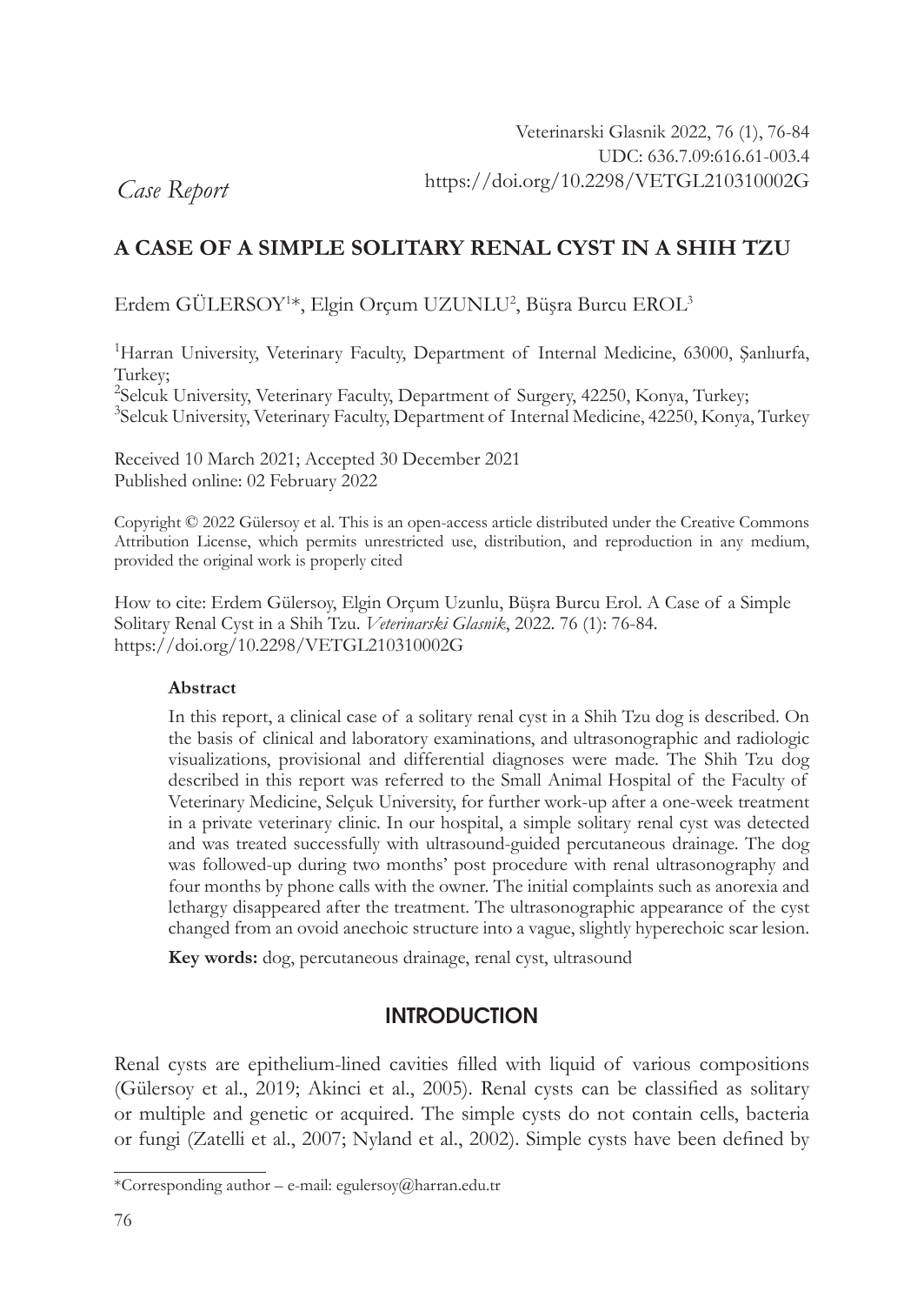Veterinarski Glasnik 2022, 76 (1), 76-84
UDC: 636.7.09:616.61-003.4
https://doi.org/10.2298/VETGL210310002G

*Case Report*

# A CASE OF A SIMPLE SOLITARY RENAL CYST IN A SHIH TZU

Erdem GÜLERSOY[1]*, Elgin Orçum UZUNLU[2], Büşra Burcu EROL[3]

[1]Harran University, Veterinary Faculty, Department of Internal Medicine, 63000, Şanlıurfa, Turkey;
[2]Selcuk University, Veterinary Faculty, Department of Surgery, 42250, Konya, Turkey;
[3]Selcuk University, Veterinary Faculty, Department of Internal Medicine, 42250, Konya, Turkey

Received 10 March 2021; Accepted 30 December 2021
Published online: 02 February 2022

Copyright © 2022 Gülersoy et al. This is an open-access article distributed under the Creative Commons Attribution License, which permits unrestricted use, distribution, and reproduction in any medium, provided the original work is properly cited

How to cite: Erdem Gülersoy, Elgin Orçum Uzunlu, Büşra Burcu Erol. A Case of a Simple Solitary Renal Cyst in a Shih Tzu. *Veterinarski Glasnik*, 2022. 76 (1): 76-84. https://doi.org/10.2298/VETGL210310002G

**Abstract**

In this report, a clinical case of a solitary renal cyst in a Shih Tzu dog is described. On the basis of clinical and laboratory examinations, and ultrasonographic and radiologic visualizations, provisional and differential diagnoses were made. The Shih Tzu dog described in this report was referred to the Small Animal Hospital of the Faculty of Veterinary Medicine, Selçuk University, for further work-up after a one-week treatment in a private veterinary clinic. In our hospital, a simple solitary renal cyst was detected and was treated successfully with ultrasound-guided percutaneous drainage. The dog was followed-up during two months' post procedure with renal ultrasonography and four months by phone calls with the owner. The initial complaints such as anorexia and lethargy disappeared after the treatment. The ultrasonographic appearance of the cyst changed from an ovoid anechoic structure into a vague, slightly hyperechoic scar lesion.

**Key words:** dog, percutaneous drainage, renal cyst, ultrasound

## INTRODUCTION

Renal cysts are epithelium-lined cavities filled with liquid of various compositions (Gülersoy et al., 2019; Akinci et al., 2005). Renal cysts can be classified as solitary or multiple and genetic or acquired. The simple cysts do not contain cells, bacteria or fungi (Zatelli et al., 2007; Nyland et al., 2002). Simple cysts have been defined by

*Corresponding author – e-mail: egulersoy@harran.edu.tr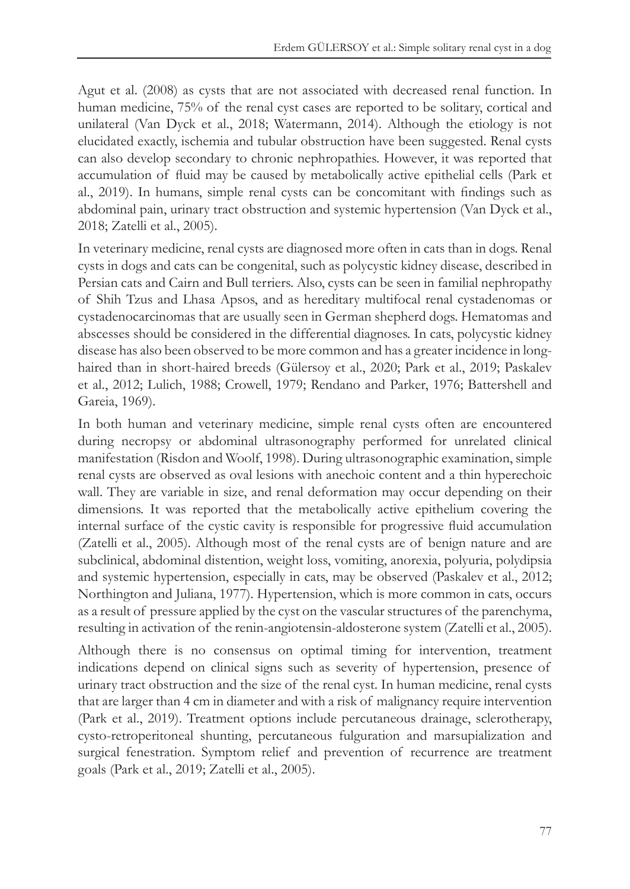Agut et al. (2008) as cysts that are not associated with decreased renal function. In human medicine, 75% of the renal cyst cases are reported to be solitary, cortical and unilateral (Van Dyck et al., 2018; Watermann, 2014). Although the etiology is not elucidated exactly, ischemia and tubular obstruction have been suggested. Renal cysts can also develop secondary to chronic nephropathies. However, it was reported that accumulation of fluid may be caused by metabolically active epithelial cells (Park et al., 2019). In humans, simple renal cysts can be concomitant with findings such as abdominal pain, urinary tract obstruction and systemic hypertension (Van Dyck et al., 2018; Zatelli et al., 2005).

In veterinary medicine, renal cysts are diagnosed more often in cats than in dogs. Renal cysts in dogs and cats can be congenital, such as polycystic kidney disease, described in Persian cats and Cairn and Bull terriers. Also, cysts can be seen in familial nephropathy of Shih Tzus and Lhasa Apsos, and as hereditary multifocal renal cystadenomas or cystadenocarcinomas that are usually seen in German shepherd dogs. Hematomas and abscesses should be considered in the differential diagnoses. In cats, polycystic kidney disease has also been observed to be more common and has a greater incidence in long-haired than in short-haired breeds (Gülersoy et al., 2020; Park et al., 2019; Paskalev et al., 2012; Lulich, 1988; Crowell, 1979; Rendano and Parker, 1976; Battershell and Gareia, 1969).

In both human and veterinary medicine, simple renal cysts often are encountered during necropsy or abdominal ultrasonography performed for unrelated clinical manifestation (Risdon and Woolf, 1998). During ultrasonographic examination, simple renal cysts are observed as oval lesions with anechoic content and a thin hyperechoic wall. They are variable in size, and renal deformation may occur depending on their dimensions. It was reported that the metabolically active epithelium covering the internal surface of the cystic cavity is responsible for progressive fluid accumulation (Zatelli et al., 2005). Although most of the renal cysts are of benign nature and are subclinical, abdominal distention, weight loss, vomiting, anorexia, polyuria, polydipsia and systemic hypertension, especially in cats, may be observed (Paskalev et al., 2012; Northington and Juliana, 1977). Hypertension, which is more common in cats, occurs as a result of pressure applied by the cyst on the vascular structures of the parenchyma, resulting in activation of the renin-angiotensin-aldosterone system (Zatelli et al., 2005).

Although there is no consensus on optimal timing for intervention, treatment indications depend on clinical signs such as severity of hypertension, presence of urinary tract obstruction and the size of the renal cyst. In human medicine, renal cysts that are larger than 4 cm in diameter and with a risk of malignancy require intervention (Park et al., 2019). Treatment options include percutaneous drainage, sclerotherapy, cysto-retroperitoneal shunting, percutaneous fulguration and marsupialization and surgical fenestration. Symptom relief and prevention of recurrence are treatment goals (Park et al., 2019; Zatelli et al., 2005).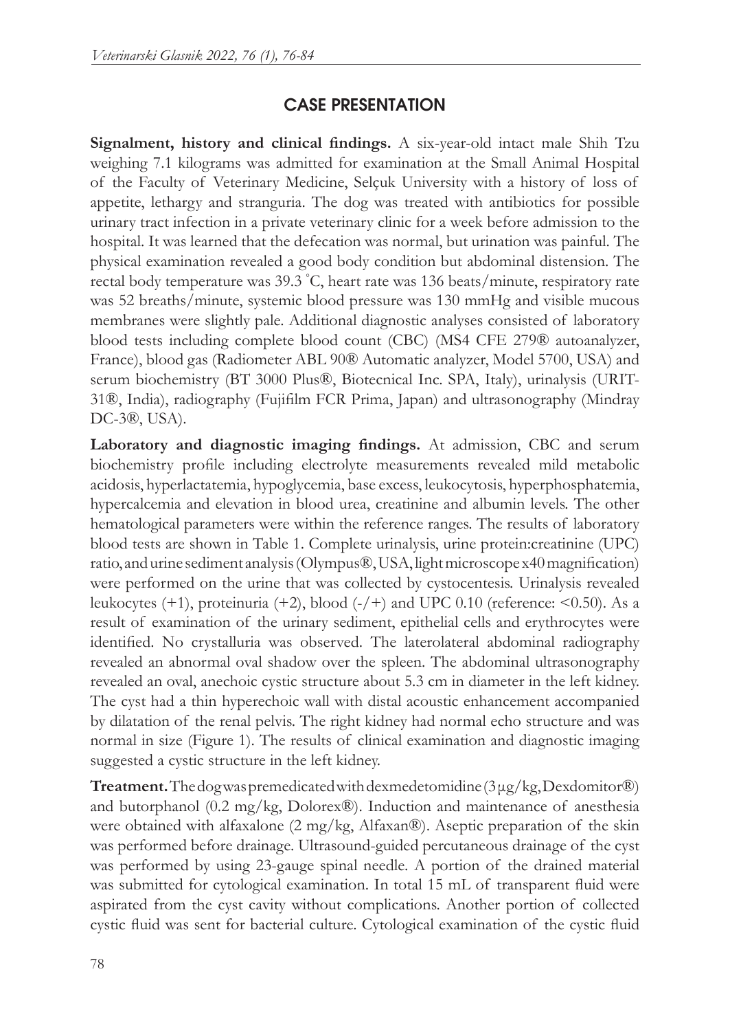## CASE PRESENTATION

**Signalment, history and clinical findings.** A six-year-old intact male Shih Tzu weighing 7.1 kilograms was admitted for examination at the Small Animal Hospital of the Faculty of Veterinary Medicine, Selçuk University with a history of loss of appetite, lethargy and stranguria. The dog was treated with antibiotics for possible urinary tract infection in a private veterinary clinic for a week before admission to the hospital. It was learned that the defecation was normal, but urination was painful. The physical examination revealed a good body condition but abdominal distension. The rectal body temperature was 39.3 °C, heart rate was 136 beats/minute, respiratory rate was 52 breaths/minute, systemic blood pressure was 130 mmHg and visible mucous membranes were slightly pale. Additional diagnostic analyses consisted of laboratory blood tests including complete blood count (CBC) (MS4 CFE 279® autoanalyzer, France), blood gas (Radiometer ABL 90® Automatic analyzer, Model 5700, USA) and serum biochemistry (BT 3000 Plus®, Biotecnical Inc. SPA, Italy), urinalysis (URIT-31®, India), radiography (Fujifilm FCR Prima, Japan) and ultrasonography (Mindray DC-3®, USA).

**Laboratory and diagnostic imaging findings.** At admission, CBC and serum biochemistry profile including electrolyte measurements revealed mild metabolic acidosis, hyperlactatemia, hypoglycemia, base excess, leukocytosis, hyperphosphatemia, hypercalcemia and elevation in blood urea, creatinine and albumin levels. The other hematological parameters were within the reference ranges. The results of laboratory blood tests are shown in Table 1. Complete urinalysis, urine protein:creatinine (UPC) ratio, and urine sediment analysis (Olympus®, USA, light microscope x40 magnification) were performed on the urine that was collected by cystocentesis. Urinalysis revealed leukocytes (+1), proteinuria (+2), blood (-/+) and UPC 0.10 (reference: <0.50). As a result of examination of the urinary sediment, epithelial cells and erythrocytes were identified. No crystalluria was observed. The laterolateral abdominal radiography revealed an abnormal oval shadow over the spleen. The abdominal ultrasonography revealed an oval, anechoic cystic structure about 5.3 cm in diameter in the left kidney. The cyst had a thin hyperechoic wall with distal acoustic enhancement accompanied by dilatation of the renal pelvis. The right kidney had normal echo structure and was normal in size (Figure 1). The results of clinical examination and diagnostic imaging suggested a cystic structure in the left kidney.

**Treatment.** The dog was premedicated with dexmedetomidine (3 µg/kg, Dexdomitor®) and butorphanol (0.2 mg/kg, Dolorex®). Induction and maintenance of anesthesia were obtained with alfaxalone (2 mg/kg, Alfaxan®). Aseptic preparation of the skin was performed before drainage. Ultrasound-guided percutaneous drainage of the cyst was performed by using 23-gauge spinal needle. A portion of the drained material was submitted for cytological examination. In total 15 mL of transparent fluid were aspirated from the cyst cavity without complications. Another portion of collected cystic fluid was sent for bacterial culture. Cytological examination of the cystic fluid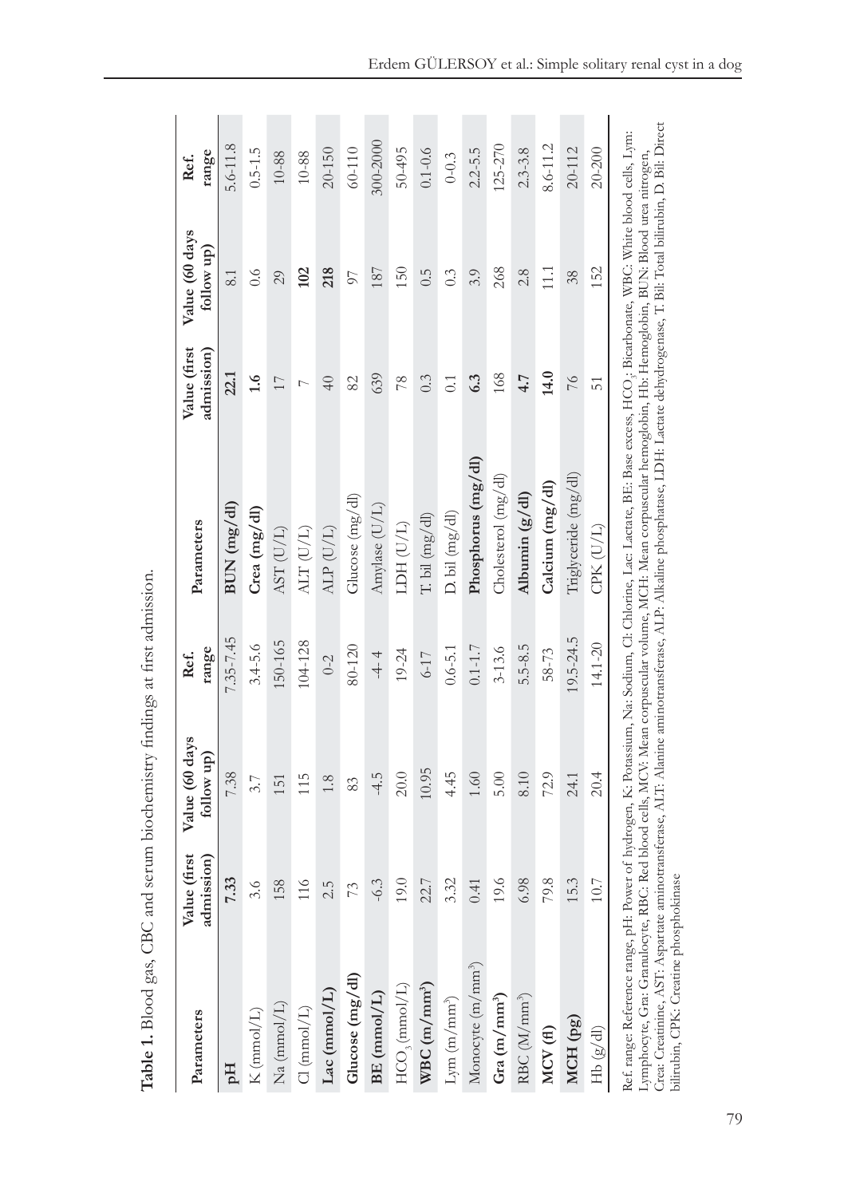**Table 1.** Blood gas, CBC and serum biochemistry findings at first admission.

| Parameters | Value (first admission) | Value (60 days follow up) | Ref. range | Parameters | Value (first admission) | Value (60 days follow up) | Ref. range |
|---|---|---|---|---|---|---|---|
| **pH** | **7.33** | 7.38 | 7.35-7.45 | **BUN (mg/dl)** | **22.1** | 8.1 | 5.6-11.8 |
| K (mmol/L) | 3.6 | 3.7 | 3.4-5.6 | **Crea (mg/dl)** | **1.6** | 0.6 | 0.5-1.5 |
| Na (mmol/L) | 158 | 151 | 150-165 | AST (U/L) | 17 | 29 | 10-88 |
| Cl (mmol/L) | 116 | 115 | 104-128 | ALT (U/L) | 7 | **102** | 10-88 |
| **Lac (mmol/L)** | 2.5 | 1.8 | 0-2 | ALP (U/L) | 40 | **218** | 20-150 |
| **Glucose (mg/dl)** | 73 | 83 | 80-120 | Glucose (mg/dl) | 82 | 97 | 60-110 |
| **BE (mmol/L)** | -6.3 | -4.5 | -4- 4 | Amylase (U/L) | 639 | 187 | 300-2000 |
| $HCO_3$ (mmol/L) | 19.0 | 20.0 | 19-24 | LDH (U/L) | 78 | 150 | 50-495 |
| **WBC (m/mm³)** | 22.7 | 10.95 | 6-17 | T. bil (mg/dl) | 0.3 | 0.5 | 0.1-0.6 |
| Lym (m/mm³) | 3.32 | 4.45 | 0.6-5.1 | D. bil (mg/dl) | 0.1 | 0.3 | 0-0.3 |
| Monocyte (m/mm³) | 0.41 | 1.60 | 0.1-1.7 | **Phosphorus (mg/dl)** | **6.3** | 3.9 | 2.2-5.5 |
| **Gra (m/mm³)** | 19.6 | 5.00 | 3-13.6 | Cholesterol (mg/dl) | 168 | 268 | 125-270 |
| RBC (M/mm³) | 6.98 | 8.10 | 5.5-8.5 | **Albumin (g/dl)** | **4.7** | 2.8 | 2.3-3.8 |
| **MCV (fl)** | 79.8 | 72.9 | 58-73 | **Calcium (mg/dl)** | **14.0** | 11.1 | 8.6-11.2 |
| **MCH (pg)** | 15.3 | 24.1 | 19.5-24.5 | Triglyceride (mg/dl) | 76 | 38 | 20-112 |
| Hb (g/dl) | 10.7 | 20.4 | 14.1-20 | CPK (U/L) | 51 | 152 | 20-200 |

Ref. range: Reference range, pH: Power of hydrogen, K: Potassium, Na: Sodium, Cl: Chlorine, Lac: Lactate, BE: Base excess, $HCO_3^-$: Bicarbonate, WBC: White blood cells, Lym: Lymphocyte, Gra: Granulocyte, RBC: Red blood cells, MCV: Mean corpuscular volume, MCH: Mean corpuscular hemoglobin, Hb: Hemoglobin, BUN: Blood urea nitrogen, Crea: Creatinine, AST: Aspartate aminotransferase, ALT: Alanine aminotransferase, ALP: Alkaline phosphatase, LDH: Lactate dehydrogenase, T. Bil: Total bilirubin, D. Bil: Direct bilirubin, CPK: Creatine phosphokinase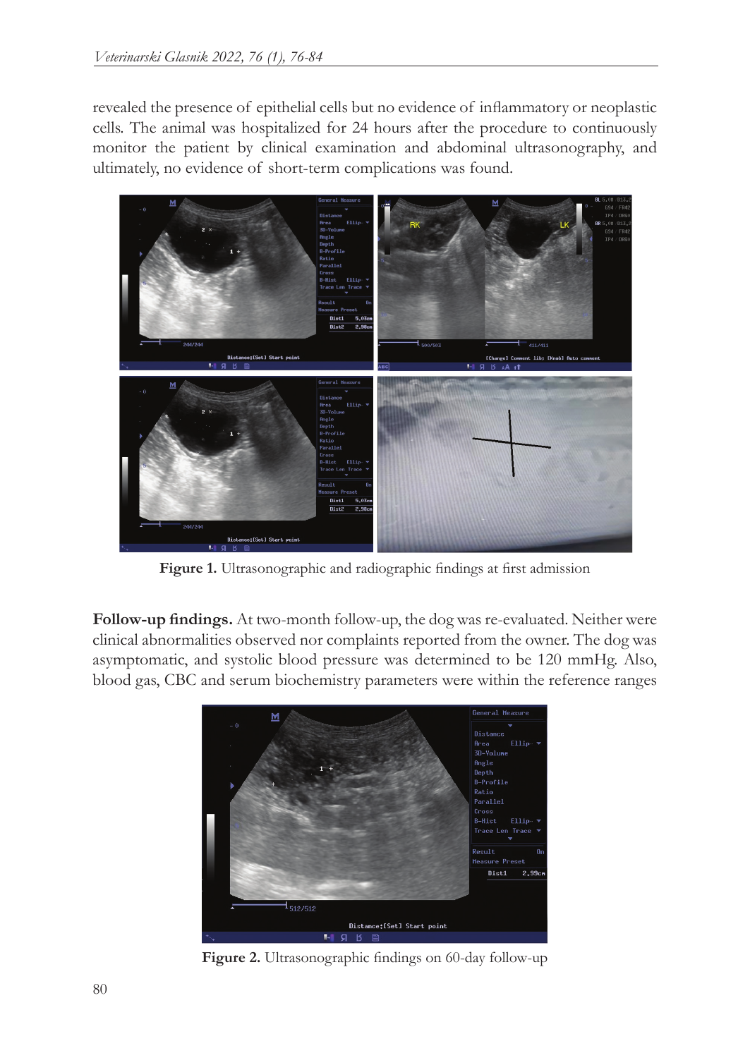revealed the presence of epithelial cells but no evidence of inflammatory or neoplastic cells. The animal was hospitalized for 24 hours after the procedure to continuously monitor the patient by clinical examination and abdominal ultrasonography, and ultimately, no evidence of short-term complications was found.

**Figure 1.** Ultrasonographic and radiographic findings at first admission

**Follow-up findings.** At two-month follow-up, the dog was re-evaluated. Neither were clinical abnormalities observed nor complaints reported from the owner. The dog was asymptomatic, and systolic blood pressure was determined to be 120 mmHg. Also, blood gas, CBC and serum biochemistry parameters were within the reference ranges

**Figure 2.** Ultrasonographic findings on 60-day follow-up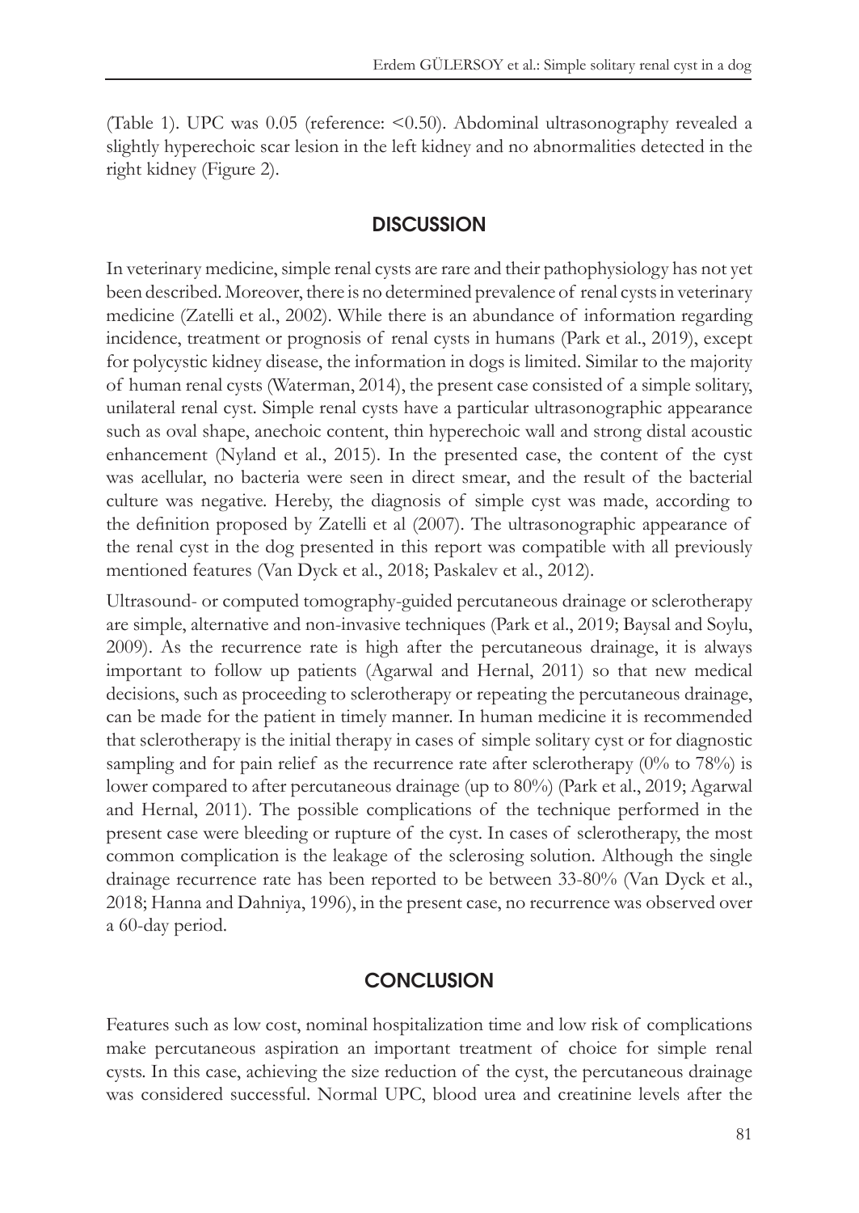(Table 1). UPC was 0.05 (reference: <0.50). Abdominal ultrasonography revealed a slightly hyperechoic scar lesion in the left kidney and no abnormalities detected in the right kidney (Figure 2).

## DISCUSSION

In veterinary medicine, simple renal cysts are rare and their pathophysiology has not yet been described. Moreover, there is no determined prevalence of renal cysts in veterinary medicine (Zatelli et al., 2002). While there is an abundance of information regarding incidence, treatment or prognosis of renal cysts in humans (Park et al., 2019), except for polycystic kidney disease, the information in dogs is limited. Similar to the majority of human renal cysts (Waterman, 2014), the present case consisted of a simple solitary, unilateral renal cyst. Simple renal cysts have a particular ultrasonographic appearance such as oval shape, anechoic content, thin hyperechoic wall and strong distal acoustic enhancement (Nyland et al., 2015). In the presented case, the content of the cyst was acellular, no bacteria were seen in direct smear, and the result of the bacterial culture was negative. Hereby, the diagnosis of simple cyst was made, according to the definition proposed by Zatelli et al (2007). The ultrasonographic appearance of the renal cyst in the dog presented in this report was compatible with all previously mentioned features (Van Dyck et al., 2018; Paskalev et al., 2012).

Ultrasound- or computed tomography-guided percutaneous drainage or sclerotherapy are simple, alternative and non-invasive techniques (Park et al., 2019; Baysal and Soylu, 2009). As the recurrence rate is high after the percutaneous drainage, it is always important to follow up patients (Agarwal and Hernal, 2011) so that new medical decisions, such as proceeding to sclerotherapy or repeating the percutaneous drainage, can be made for the patient in timely manner. In human medicine it is recommended that sclerotherapy is the initial therapy in cases of simple solitary cyst or for diagnostic sampling and for pain relief as the recurrence rate after sclerotherapy (0% to 78%) is lower compared to after percutaneous drainage (up to 80%) (Park et al., 2019; Agarwal and Hernal, 2011). The possible complications of the technique performed in the present case were bleeding or rupture of the cyst. In cases of sclerotherapy, the most common complication is the leakage of the sclerosing solution. Although the single drainage recurrence rate has been reported to be between 33-80% (Van Dyck et al., 2018; Hanna and Dahniya, 1996), in the present case, no recurrence was observed over a 60-day period.

## CONCLUSION

Features such as low cost, nominal hospitalization time and low risk of complications make percutaneous aspiration an important treatment of choice for simple renal cysts. In this case, achieving the size reduction of the cyst, the percutaneous drainage was considered successful. Normal UPC, blood urea and creatinine levels after the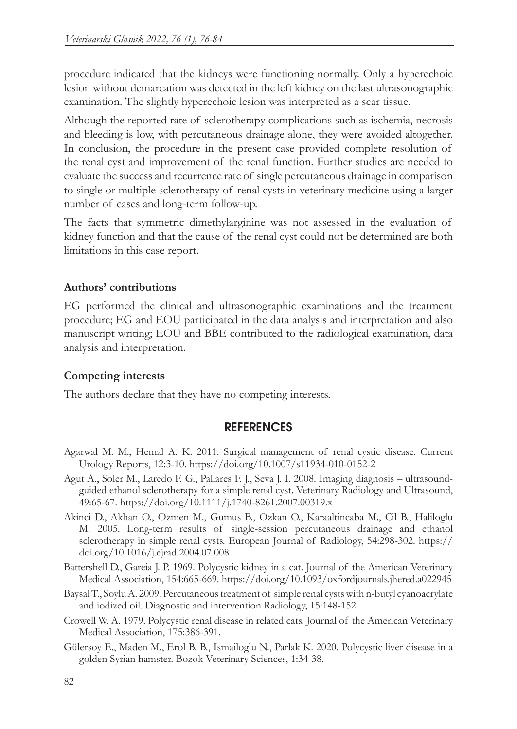procedure indicated that the kidneys were functioning normally. Only a hyperechoic lesion without demarcation was detected in the left kidney on the last ultrasonographic examination. The slightly hyperechoic lesion was interpreted as a scar tissue.

Although the reported rate of sclerotherapy complications such as ischemia, necrosis and bleeding is low, with percutaneous drainage alone, they were avoided altogether. In conclusion, the procedure in the present case provided complete resolution of the renal cyst and improvement of the renal function. Further studies are needed to evaluate the success and recurrence rate of single percutaneous drainage in comparison to single or multiple sclerotherapy of renal cysts in veterinary medicine using a larger number of cases and long-term follow-up.

The facts that symmetric dimethylarginine was not assessed in the evaluation of kidney function and that the cause of the renal cyst could not be determined are both limitations in this case report.

**Authors' contributions**

EG performed the clinical and ultrasonographic examinations and the treatment procedure; EG and EOU participated in the data analysis and interpretation and also manuscript writing; EOU and BBE contributed to the radiological examination, data analysis and interpretation.

**Competing interests**

The authors declare that they have no competing interests.

## REFERENCES

Agarwal M. M., Hemal A. K. 2011. Surgical management of renal cystic disease. Current Urology Reports, 12:3-10. https://doi.org/10.1007/s11934-010-0152-2

Agut A., Soler M., Laredo F. G., Pallares F. J., Seva J. I. 2008. Imaging diagnosis – ultrasound-guided ethanol sclerotherapy for a simple renal cyst. Veterinary Radiology and Ultrasound, 49:65-67. https://doi.org/10.1111/j.1740-8261.2007.00319.x

Akinci D., Akhan O., Ozmen M., Gumus B., Ozkan O., Karaaltincaba M., Cil B., Haliloglu M. 2005. Long-term results of single-session percutaneous drainage and ethanol sclerotherapy in simple renal cysts. European Journal of Radiology, 54:298-302. https://doi.org/10.1016/j.ejrad.2004.07.008

Battershell D., Gareia J. P. 1969. Polycystic kidney in a cat. Journal of the American Veterinary Medical Association, 154:665-669. https://doi.org/10.1093/oxfordjournals.jhered.a022945

Baysal T., Soylu A. 2009. Percutaneous treatment of simple renal cysts with n-butyl cyanoacrylate and iodized oil. Diagnostic and intervention Radiology, 15:148-152.

Crowell W. A. 1979. Polycystic renal disease in related cats. Journal of the American Veterinary Medical Association, 175:386-391.

Gülersoy E., Maden M., Erol B. B., Ismailoglu N., Parlak K. 2020. Polycystic liver disease in a golden Syrian hamster. Bozok Veterinary Sciences, 1:34-38.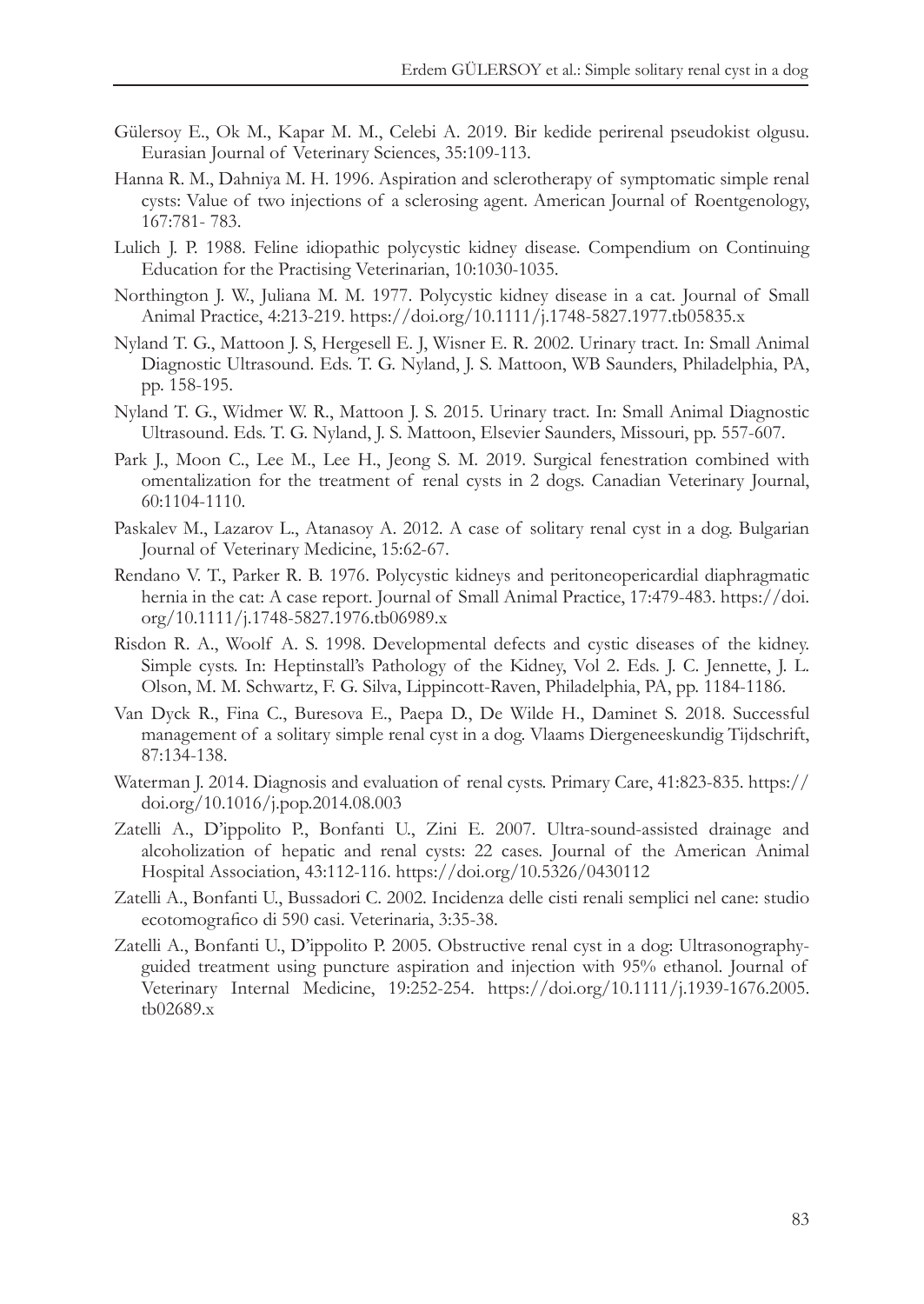Gülersoy E., Ok M., Kapar M. M., Celebi A. 2019. Bir kedide perirenal pseudokist olgusu. Eurasian Journal of Veterinary Sciences, 35:109-113.

Hanna R. M., Dahniya M. H. 1996. Aspiration and sclerotherapy of symptomatic simple renal cysts: Value of two injections of a sclerosing agent. American Journal of Roentgenology, 167:781- 783.

Lulich J. P. 1988. Feline idiopathic polycystic kidney disease. Compendium on Continuing Education for the Practising Veterinarian, 10:1030-1035.

Northington J. W., Juliana M. M. 1977. Polycystic kidney disease in a cat. Journal of Small Animal Practice, 4:213-219. https://doi.org/10.1111/j.1748-5827.1977.tb05835.x

Nyland T. G., Mattoon J. S, Hergesell E. J, Wisner E. R. 2002. Urinary tract. In: Small Animal Diagnostic Ultrasound. Eds. T. G. Nyland, J. S. Mattoon, WB Saunders, Philadelphia, PA, pp. 158-195.

Nyland T. G., Widmer W. R., Mattoon J. S. 2015. Urinary tract. In: Small Animal Diagnostic Ultrasound. Eds. T. G. Nyland, J. S. Mattoon, Elsevier Saunders, Missouri, pp. 557-607.

Park J., Moon C., Lee M., Lee H., Jeong S. M. 2019. Surgical fenestration combined with omentalization for the treatment of renal cysts in 2 dogs. Canadian Veterinary Journal, 60:1104-1110.

Paskalev M., Lazarov L., Atanasoy A. 2012. A case of solitary renal cyst in a dog. Bulgarian Journal of Veterinary Medicine, 15:62-67.

Rendano V. T., Parker R. B. 1976. Polycystic kidneys and peritoneopericardial diaphragmatic hernia in the cat: A case report. Journal of Small Animal Practice, 17:479-483. https://doi.org/10.1111/j.1748-5827.1976.tb06989.x

Risdon R. A., Woolf A. S. 1998. Developmental defects and cystic diseases of the kidney. Simple cysts. In: Heptinstall's Pathology of the Kidney, Vol 2. Eds. J. C. Jennette, J. L. Olson, M. M. Schwartz, F. G. Silva, Lippincott-Raven, Philadelphia, PA, pp. 1184-1186.

Van Dyck R., Fina C., Buresova E., Paepa D., De Wilde H., Daminet S. 2018. Successful management of a solitary simple renal cyst in a dog. Vlaams Diergeneeskundig Tijdschrift, 87:134-138.

Waterman J. 2014. Diagnosis and evaluation of renal cysts. Primary Care, 41:823-835. https://doi.org/10.1016/j.pop.2014.08.003

Zatelli A., D'ippolito P., Bonfanti U., Zini E. 2007. Ultra-sound-assisted drainage and alcoholization of hepatic and renal cysts: 22 cases. Journal of the American Animal Hospital Association, 43:112-116. https://doi.org/10.5326/0430112

Zatelli A., Bonfanti U., Bussadori C. 2002. Incidenza delle cisti renali semplici nel cane: studio ecotomografico di 590 casi. Veterinaria, 3:35-38.

Zatelli A., Bonfanti U., D'ippolito P. 2005. Obstructive renal cyst in a dog: Ultrasonography-guided treatment using puncture aspiration and injection with 95% ethanol. Journal of Veterinary Internal Medicine, 19:252-254. https://doi.org/10.1111/j.1939-1676.2005.tb02689.x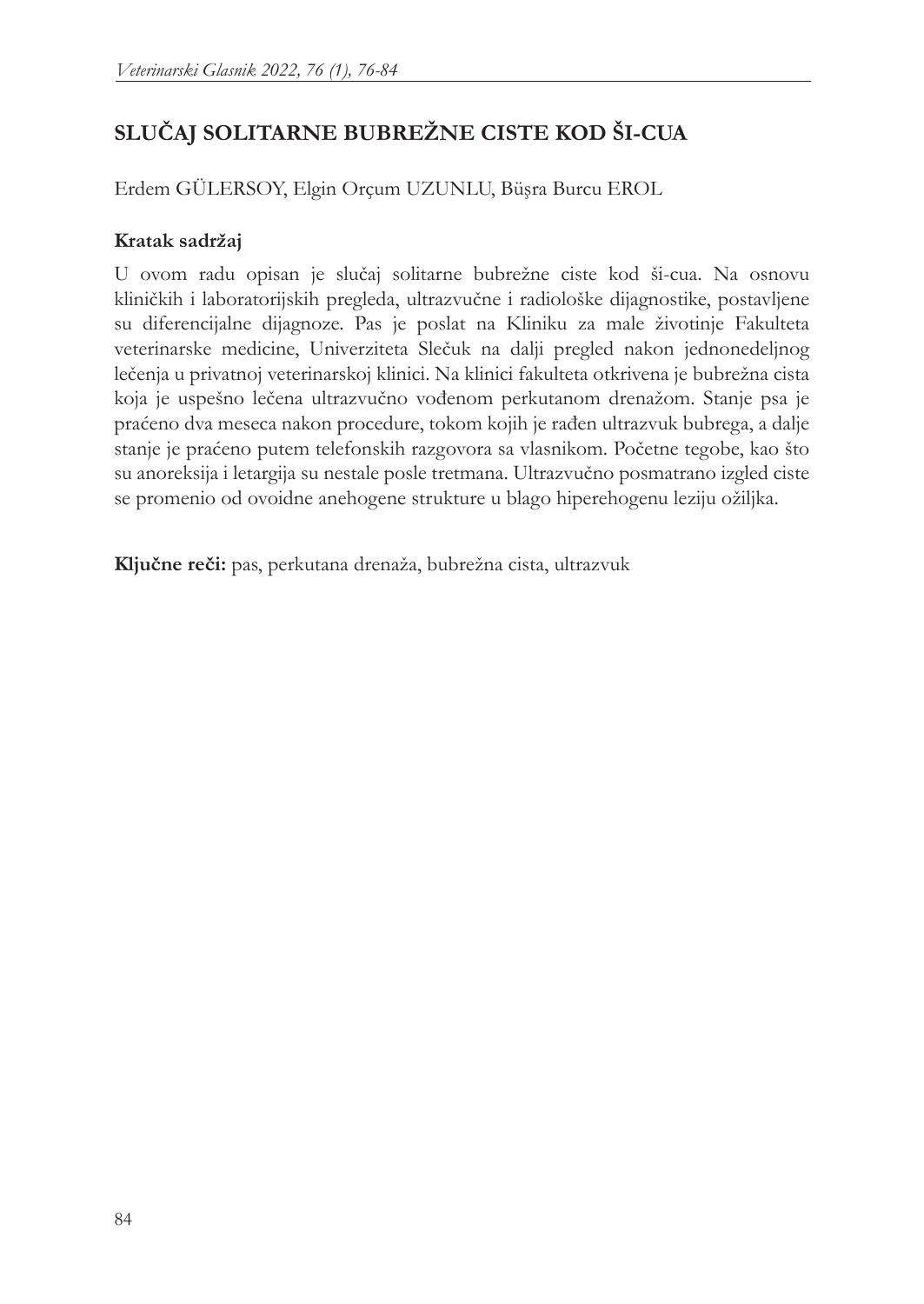# SLUČAJ SOLITARNE BUBREŽNE CISTE KOD ŠI-CUA

Erdem GÜLERSOY, Elgin Orçum UZUNLU, Büşra Burcu EROL

**Kratak sadržaj**

U ovom radu opisan je slučaj solitarne bubrežne ciste kod ši-cua. Na osnovu kliničkih i laboratorijskih pregleda, ultrazvučne i radiološke dijagnostike, postavljene su diferencijalne dijagnoze. Pas je poslat na Kliniku za male životinje Fakulteta veterinarske medicine, Univerziteta Slečuk na dalji pregled nakon jednonedeljnog lečenja u privatnoj veterinarskoj klinici. Na klinici fakulteta otkrivena je bubrežna cista koja je uspešno lečena ultrazvučno vođenom perkutanom drenažom. Stanje psa je praćeno dva meseca nakon procedure, tokom kojih je rađen ultrazvuk bubrega, a dalje stanje je praćeno putem telefonskih razgovora sa vlasnikom. Početne tegobe, kao što su anoreksija i letargija su nestale posle tretmana. Ultrazvučno posmatrano izgled ciste se promenio od ovoidne anehogene strukture u blago hiperehogenu leziju ožiljka.

**Ključne reči:** pas, perkutana drenaža, bubrežna cista, ultrazvuk